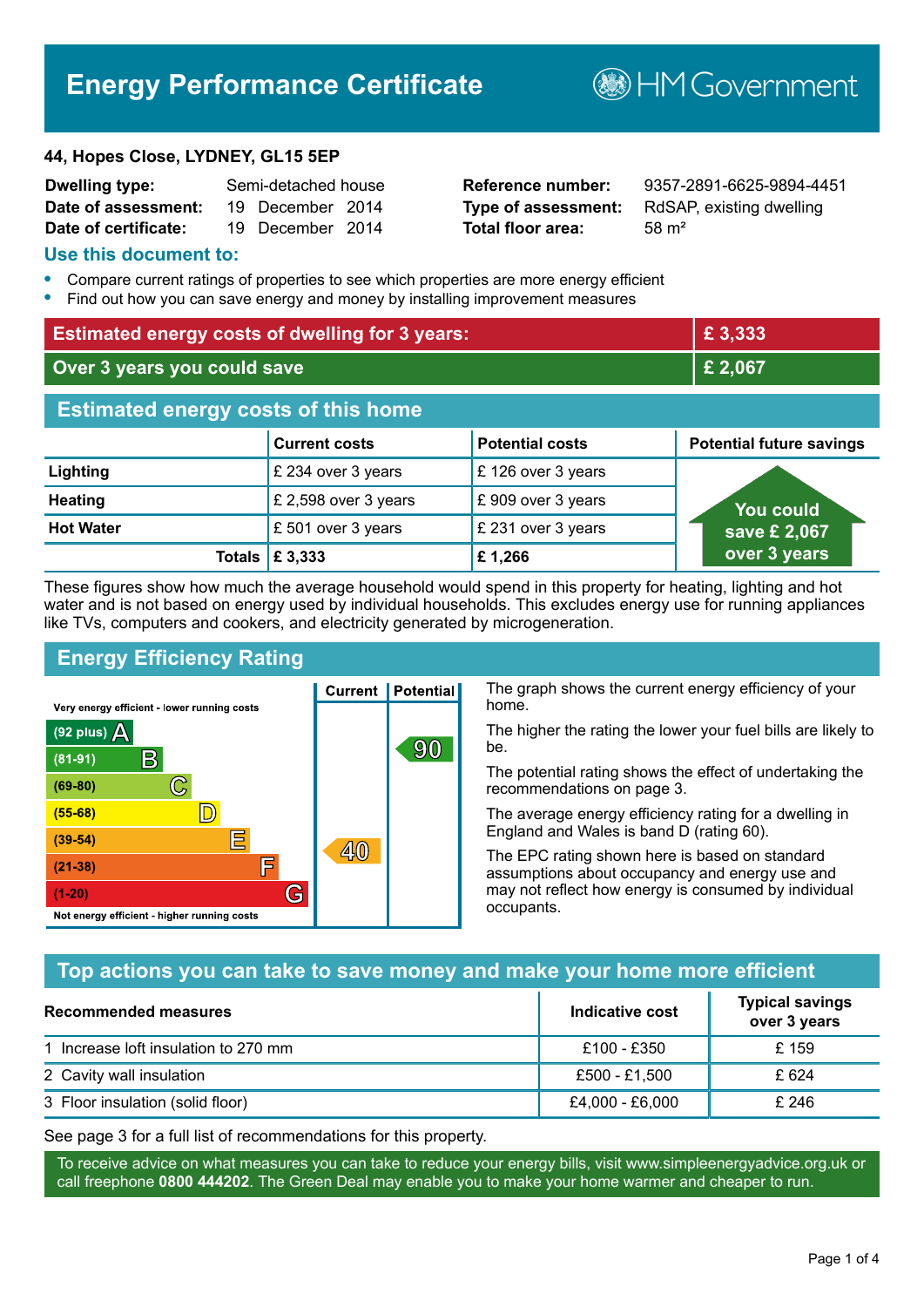// Energy Performance Certificate

HM Government

**44, Hopes Close, LYDNEY, GL15 5EP**

| | | | |
|---|---|---|---|
| **Dwelling type:** | Semi-detached house | **Reference number:** | 9357-2891-6625-9894-4451 |
| **Date of assessment:** | 19 December 2014 | **Type of assessment:** | RdSAP, existing dwelling |
| **Date of certificate:** | 19 December 2014 | **Total floor area:** | 58 m² |

## Use this document to:

- Compare current ratings of properties to see which properties are more energy efficient
- Find out how you can save energy and money by installing improvement measures

| | |
|---|---|
| **Estimated energy costs of dwelling for 3 years:** | **£ 3,333** |
| **Over 3 years you could save** | **£ 2,067** |

## Estimated energy costs of this home

| | Current costs | Potential costs | Potential future savings |
|---|---|---|---|
| **Lighting** | £ 234 over 3 years | £ 126 over 3 years | You could save £ 2,067 over 3 years |
| **Heating** | £ 2,598 over 3 years | £ 909 over 3 years | |
| **Hot Water** | £ 501 over 3 years | £ 231 over 3 years | |
| **Totals** | **£ 3,333** | **£ 1,266** | |

These figures show how much the average household would spend in this property for heating, lighting and hot water and is not based on energy used by individual households. This excludes energy use for running appliances like TVs, computers and cookers, and electricity generated by microgeneration.

## Energy Efficiency Rating

| Rating | Current | Potential |
|---|---|---|
| Very energy efficient - lower running costs | | |
| (92 plus) A | | |
| (81-91) B | | 90 |
| (69-80) C | | |
| (55-68) D | | |
| (39-54) E | 40 | |
| (21-38) F | | |
| (1-20) G | | |
| Not energy efficient - higher running costs | | |

The graph shows the current energy efficiency of your home.

The higher the rating the lower your fuel bills are likely to be.

The potential rating shows the effect of undertaking the recommendations on page 3.

The average energy efficiency rating for a dwelling in England and Wales is band D (rating 60).

The EPC rating shown here is based on standard assumptions about occupancy and energy use and may not reflect how energy is consumed by individual occupants.

## Top actions you can take to save money and make your home more efficient

| Recommended measures | Indicative cost | Typical savings over 3 years |
|---|---|---|
| 1 Increase loft insulation to 270 mm | £100 - £350 | £ 159 |
| 2 Cavity wall insulation | £500 - £1,500 | £ 624 |
| 3 Floor insulation (solid floor) | £4,000 - £6,000 | £ 246 |

See page 3 for a full list of recommendations for this property.

To receive advice on what measures you can take to reduce your energy bills, visit www.simpleenergyadvice.org.uk or call freephone **0800 444202**. The Green Deal may enable you to make your home warmer and cheaper to run.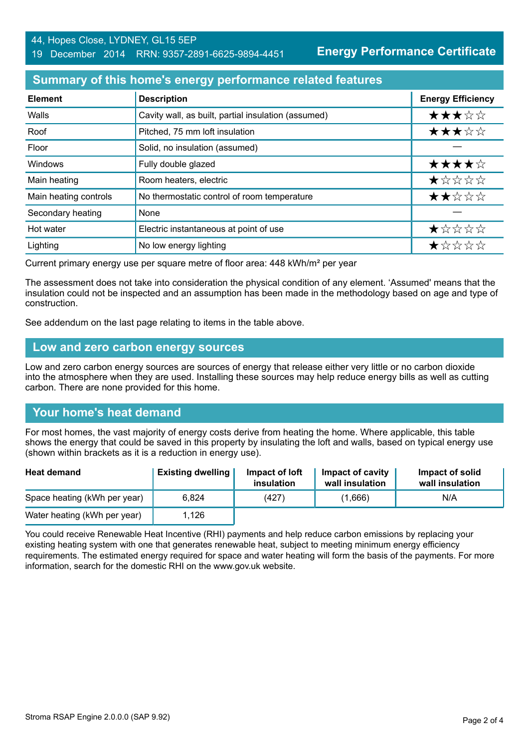44, Hopes Close, LYDNEY, GL15 5EP
19 December 2014 RRN: 9357-2891-6625-9894-4451

**Energy Performance Certificate**

## Summary of this home's energy performance related features

| Element | Description | Energy Efficiency |
|---|---|---|
| Walls | Cavity wall, as built, partial insulation (assumed) | ★★★☆☆ |
| Roof | Pitched, 75 mm loft insulation | ★★★☆☆ |
| Floor | Solid, no insulation (assumed) | — |
| Windows | Fully double glazed | ★★★★☆ |
| Main heating | Room heaters, electric | ★☆☆☆☆ |
| Main heating controls | No thermostatic control of room temperature | ★★☆☆☆ |
| Secondary heating | None | — |
| Hot water | Electric instantaneous at point of use | ★☆☆☆☆ |
| Lighting | No low energy lighting | ★☆☆☆☆ |

Current primary energy use per square metre of floor area: 448 kWh/m² per year

The assessment does not take into consideration the physical condition of any element. 'Assumed' means that the insulation could not be inspected and an assumption has been made in the methodology based on age and type of construction.

See addendum on the last page relating to items in the table above.

## Low and zero carbon energy sources

Low and zero carbon energy sources are sources of energy that release either very little or no carbon dioxide into the atmosphere when they are used. Installing these sources may help reduce energy bills as well as cutting carbon. There are none provided for this home.

## Your home's heat demand

For most homes, the vast majority of energy costs derive from heating the home. Where applicable, this table shows the energy that could be saved in this property by insulating the loft and walls, based on typical energy use (shown within brackets as it is a reduction in energy use).

| Heat demand | Existing dwelling | Impact of loft insulation | Impact of cavity wall insulation | Impact of solid wall insulation |
|---|---|---|---|---|
| Space heating (kWh per year) | 6,824 | (427) | (1,666) | N/A |
| Water heating (kWh per year) | 1,126 | | | |

You could receive Renewable Heat Incentive (RHI) payments and help reduce carbon emissions by replacing your existing heating system with one that generates renewable heat, subject to meeting minimum energy efficiency requirements. The estimated energy required for space and water heating will form the basis of the payments. For more information, search for the domestic RHI on the www.gov.uk website.

Stroma RSAP Engine 2.0.0.0 (SAP 9.92)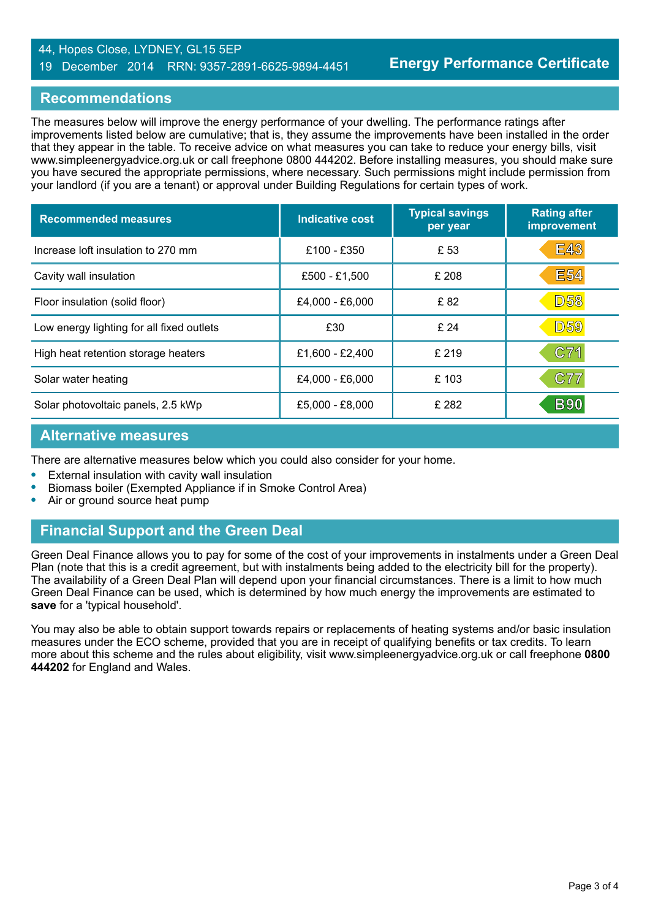44, Hopes Close, LYDNEY, GL15 5EP
19 December 2014 RRN: 9357-2891-6625-9894-4451

**Energy Performance Certificate**

## Recommendations

The measures below will improve the energy performance of your dwelling. The performance ratings after improvements listed below are cumulative; that is, they assume the improvements have been installed in the order that they appear in the table. To receive advice on what measures you can take to reduce your energy bills, visit www.simpleenergyadvice.org.uk or call freephone 0800 444202. Before installing measures, you should make sure you have secured the appropriate permissions, where necessary. Such permissions might include permission from your landlord (if you are a tenant) or approval under Building Regulations for certain types of work.

| Recommended measures | Indicative cost | Typical savings per year | Rating after improvement |
|---|---|---|---|
| Increase loft insulation to 270 mm | £100 - £350 | £ 53 | E43 |
| Cavity wall insulation | £500 - £1,500 | £ 208 | E54 |
| Floor insulation (solid floor) | £4,000 - £6,000 | £ 82 | D58 |
| Low energy lighting for all fixed outlets | £30 | £ 24 | D59 |
| High heat retention storage heaters | £1,600 - £2,400 | £ 219 | C71 |
| Solar water heating | £4,000 - £6,000 | £ 103 | C77 |
| Solar photovoltaic panels, 2.5 kWp | £5,000 - £8,000 | £ 282 | B90 |

## Alternative measures

There are alternative measures below which you could also consider for your home.

- External insulation with cavity wall insulation
- Biomass boiler (Exempted Appliance if in Smoke Control Area)
- Air or ground source heat pump

## Financial Support and the Green Deal

Green Deal Finance allows you to pay for some of the cost of your improvements in instalments under a Green Deal Plan (note that this is a credit agreement, but with instalments being added to the electricity bill for the property). The availability of a Green Deal Plan will depend upon your financial circumstances. There is a limit to how much Green Deal Finance can be used, which is determined by how much energy the improvements are estimated to **save** for a 'typical household'.

You may also be able to obtain support towards repairs or replacements of heating systems and/or basic insulation measures under the ECO scheme, provided that you are in receipt of qualifying benefits or tax credits. To learn more about this scheme and the rules about eligibility, visit www.simpleenergyadvice.org.uk or call freephone **0800 444202** for England and Wales.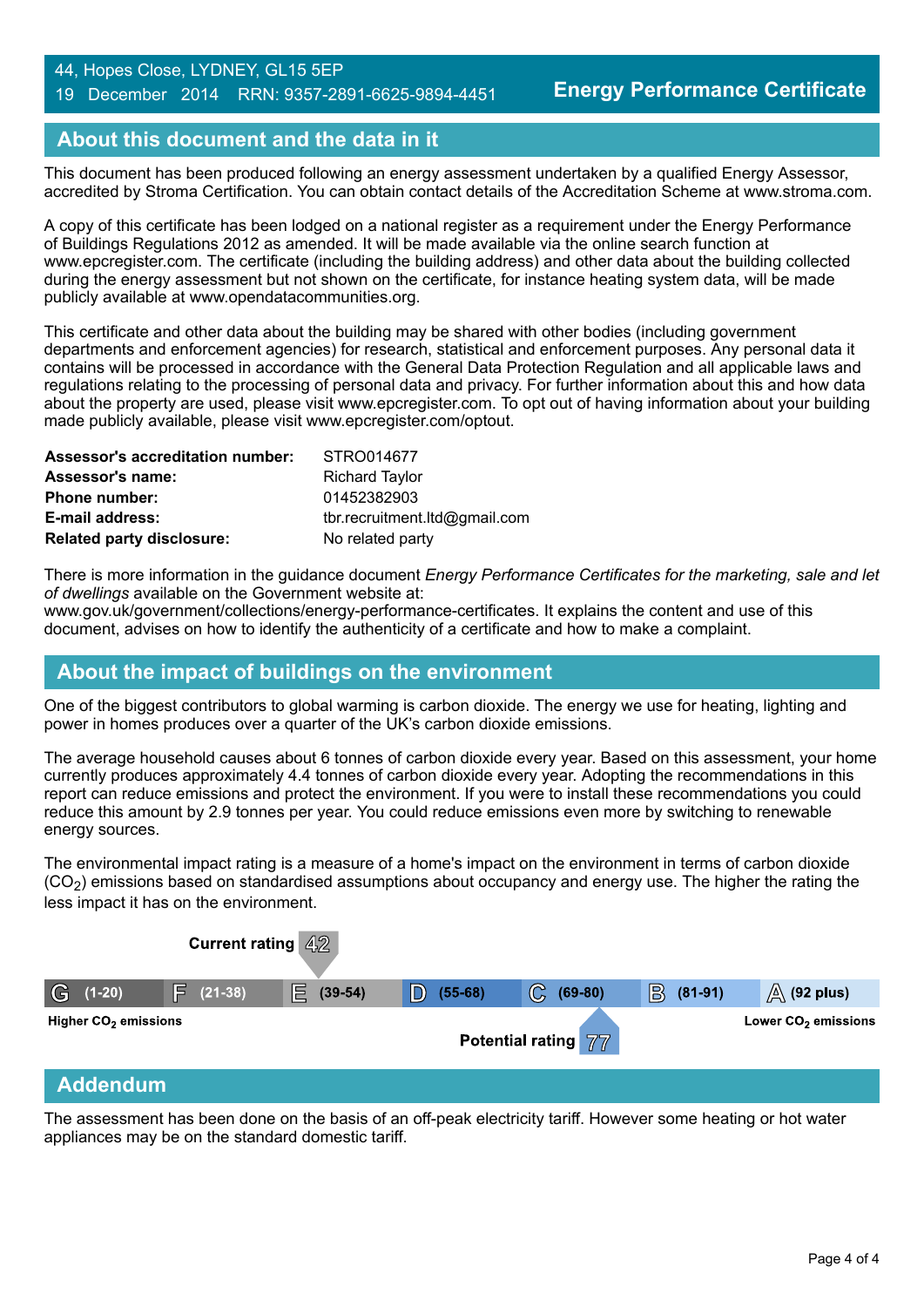44, Hopes Close, LYDNEY, GL15 5EP
19 December 2014 RRN: 9357-2891-6625-9894-4451

**Energy Performance Certificate**

## About this document and the data in it

This document has been produced following an energy assessment undertaken by a qualified Energy Assessor, accredited by Stroma Certification. You can obtain contact details of the Accreditation Scheme at www.stroma.com.

A copy of this certificate has been lodged on a national register as a requirement under the Energy Performance of Buildings Regulations 2012 as amended. It will be made available via the online search function at www.epcregister.com. The certificate (including the building address) and other data about the building collected during the energy assessment but not shown on the certificate, for instance heating system data, will be made publicly available at www.opendatacommunities.org.

This certificate and other data about the building may be shared with other bodies (including government departments and enforcement agencies) for research, statistical and enforcement purposes. Any personal data it contains will be processed in accordance with the General Data Protection Regulation and all applicable laws and regulations relating to the processing of personal data and privacy. For further information about this and how data about the property are used, please visit www.epcregister.com. To opt out of having information about your building made publicly available, please visit www.epcregister.com/optout.

| | |
|---|---|
| **Assessor's accreditation number:** | STRO014677 |
| **Assessor's name:** | Richard Taylor |
| **Phone number:** | 01452382903 |
| **E-mail address:** | tbr.recruitment.ltd@gmail.com |
| **Related party disclosure:** | No related party |

There is more information in the guidance document *Energy Performance Certificates for the marketing, sale and let of dwellings* available on the Government website at: www.gov.uk/government/collections/energy-performance-certificates. It explains the content and use of this document, advises on how to identify the authenticity of a certificate and how to make a complaint.

## About the impact of buildings on the environment

One of the biggest contributors to global warming is carbon dioxide. The energy we use for heating, lighting and power in homes produces over a quarter of the UK's carbon dioxide emissions.

The average household causes about 6 tonnes of carbon dioxide every year. Based on this assessment, your home currently produces approximately 4.4 tonnes of carbon dioxide every year. Adopting the recommendations in this report can reduce emissions and protect the environment. If you were to install these recommendations you could reduce this amount by 2.9 tonnes per year. You could reduce emissions even more by switching to renewable energy sources.

The environmental impact rating is a measure of a home's impact on the environment in terms of carbon dioxide ($CO_2$) emissions based on standardised assumptions about occupancy and energy use. The higher the rating the less impact it has on the environment.

Current rating 42

G (1-20)
F (21-38)
E (39-54)
D (55-68)
C (69-80)
B (81-91)
A (92 plus)

Higher $CO_2$ emissions
Lower $CO_2$ emissions

Potential rating 77

## Addendum

The assessment has been done on the basis of an off-peak electricity tariff. However some heating or hot water appliances may be on the standard domestic tariff.